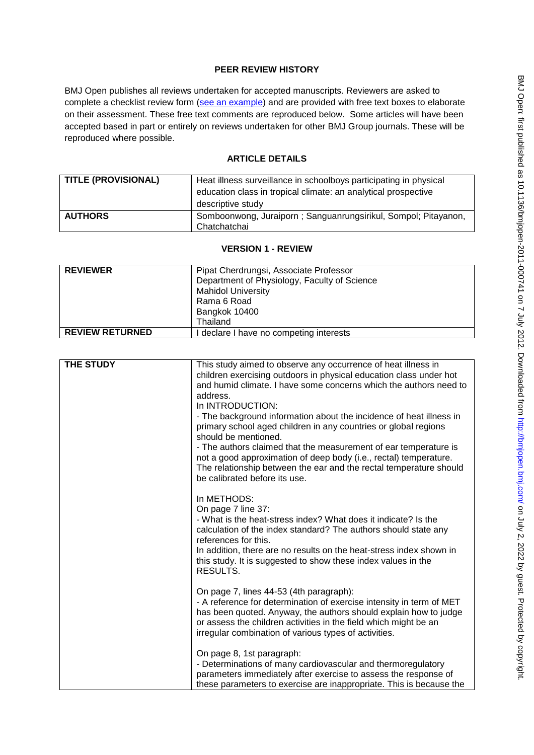## PEER REVIEW HISTORY

BMJ Open publishes all reviews undertaken for accepted manuscripts. Reviewers are asked to complete a checklist review form (see an example) and are provided with free text boxes to elaborate on their assessment. These free text comments are reproduced below. Some articles will have been accepted based in part or entirely on reviews undertaken for other BMJ Group journals. These will be reproduced where possible.

## ARTICLE DETAILS

| TITLE (PROVISIONAL) | Heat illness surveillance in schoolboys participating in physical education class in tropical climate: an analytical prospective descriptive study |
|---|---|
| AUTHORS | Somboonwong, Juraiporn ; Sanguanrungsirikul, Sompol; Pitayanon, Chatchatchai |

## VERSION 1 - REVIEW

| REVIEWER | Pipat Cherdrungsi, Associate Professor<br>Department of Physiology, Faculty of Science<br>Mahidol University<br>Rama 6 Road<br>Bangkok 10400<br>Thailand |
|---|---|
| REVIEW RETURNED | I declare I have no competing interests |

| THE STUDY | This study aimed to observe any occurrence of heat illness in children exercising outdoors in physical education class under hot and humid climate. I have some concerns which the authors need to address.<br>In INTRODUCTION:<br>- The background information about the incidence of heat illness in primary school aged children in any countries or global regions should be mentioned.<br>- The authors claimed that the measurement of ear temperature is not a good approximation of deep body (i.e., rectal) temperature. The relationship between the ear and the rectal temperature should be calibrated before its use.<br><br>In METHODS:<br>On page 7 line 37:<br>- What is the heat-stress index? What does it indicate? Is the calculation of the index standard? The authors should state any references for this.<br>In addition, there are no results on the heat-stress index shown in this study. It is suggested to show these index values in the RESULTS.<br><br>On page 7, lines 44-53 (4th paragraph):<br>- A reference for determination of exercise intensity in term of MET has been quoted. Anyway, the authors should explain how to judge or assess the children activities in the field which might be an irregular combination of various types of activities.<br><br>On page 8, 1st paragraph:<br>- Determinations of many cardiovascular and thermoregulatory parameters immediately after exercise to assess the response of these parameters to exercise are inappropriate. This is because the |
|---|---|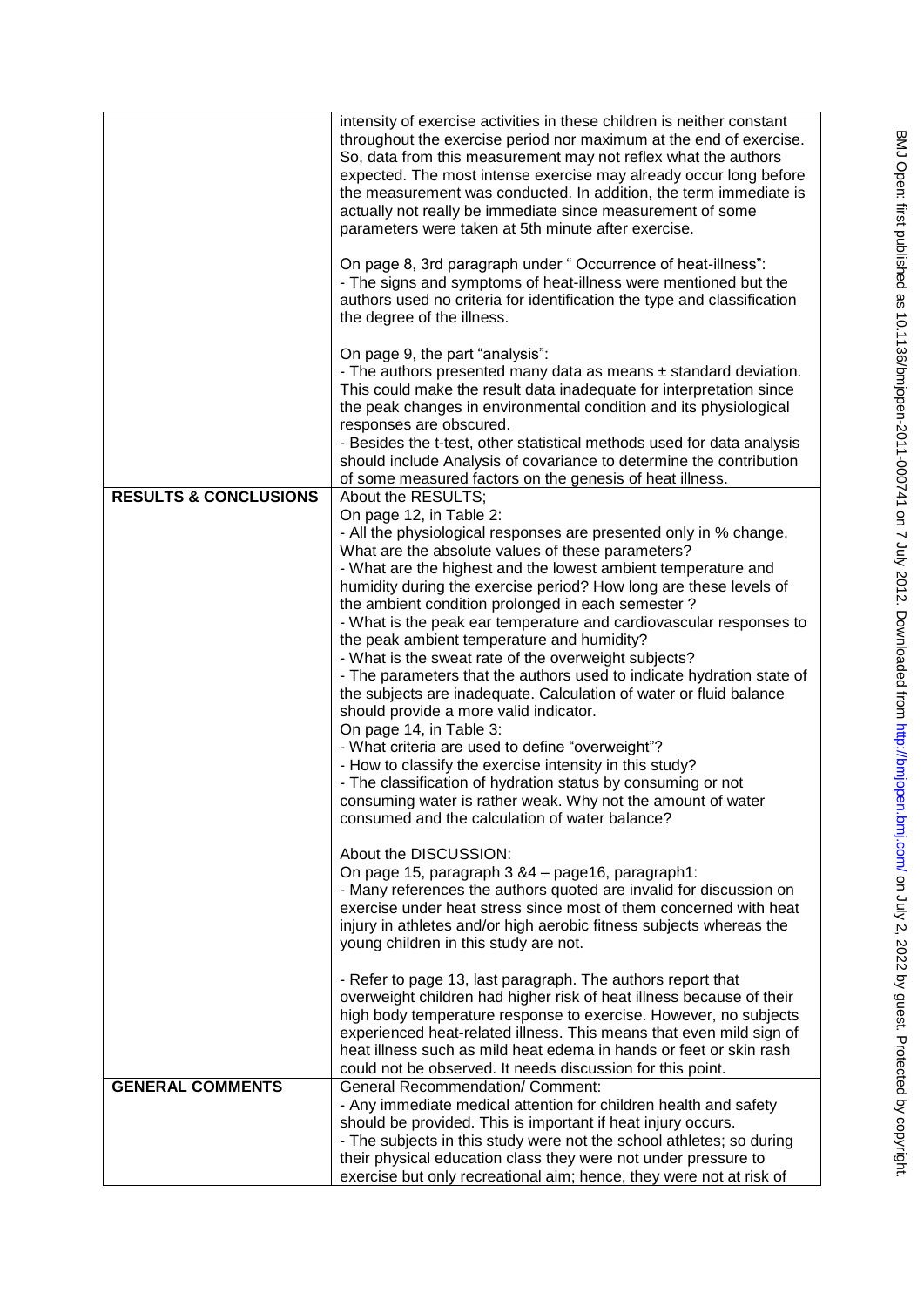| | |
|---|---|
| | intensity of exercise activities in these children is neither constant throughout the exercise period nor maximum at the end of exercise. So, data from this measurement may not reflex what the authors expected. The most intense exercise may already occur long before the measurement was conducted. In addition, the term immediate is actually not really be immediate since measurement of some parameters were taken at 5th minute after exercise.<br><br>On page 8, 3rd paragraph under " Occurrence of heat-illness":<br>- The signs and symptoms of heat-illness were mentioned but the authors used no criteria for identification the type and classification the degree of the illness.<br><br>On page 9, the part "analysis":<br>- The authors presented many data as means ± standard deviation. This could make the result data inadequate for interpretation since the peak changes in environmental condition and its physiological responses are obscured.<br>- Besides the t-test, other statistical methods used for data analysis should include Analysis of covariance to determine the contribution of some measured factors on the genesis of heat illness. |
| **RESULTS & CONCLUSIONS** | About the RESULTS;<br>On page 12, in Table 2:<br>- All the physiological responses are presented only in % change. What are the absolute values of these parameters?<br>- What are the highest and the lowest ambient temperature and humidity during the exercise period? How long are these levels of the ambient condition prolonged in each semester ?<br>- What is the peak ear temperature and cardiovascular responses to the peak ambient temperature and humidity?<br>- What is the sweat rate of the overweight subjects?<br>- The parameters that the authors used to indicate hydration state of the subjects are inadequate. Calculation of water or fluid balance should provide a more valid indicator.<br>On page 14, in Table 3:<br>- What criteria are used to define "overweight"?<br>- How to classify the exercise intensity in this study?<br>- The classification of hydration status by consuming or not consuming water is rather weak. Why not the amount of water consumed and the calculation of water balance?<br><br>About the DISCUSSION:<br>On page 15, paragraph 3 &4 – page16, paragraph1:<br>- Many references the authors quoted are invalid for discussion on exercise under heat stress since most of them concerned with heat injury in athletes and/or high aerobic fitness subjects whereas the young children in this study are not.<br><br>- Refer to page 13, last paragraph. The authors report that overweight children had higher risk of heat illness because of their high body temperature response to exercise. However, no subjects experienced heat-related illness. This means that even mild sign of heat illness such as mild heat edema in hands or feet or skin rash could not be observed. It needs discussion for this point. |
| **GENERAL COMMENTS** | General Recommendation/ Comment:<br>- Any immediate medical attention for children health and safety should be provided. This is important if heat injury occurs.<br>- The subjects in this study were not the school athletes; so during their physical education class they were not under pressure to exercise but only recreational aim; hence, they were not at risk of |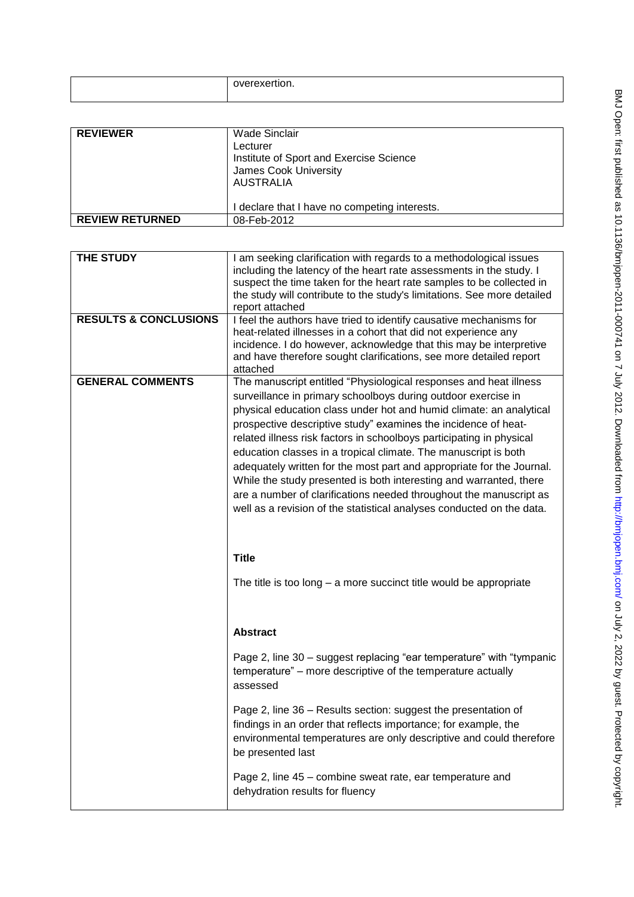| | overexertion. |
|---|---|

| REVIEWER | Wade Sinclair<br>Lecturer<br>Institute of Sport and Exercise Science<br>James Cook University<br>AUSTRALIA<br><br>I declare that I have no competing interests. |
|---|---|
| REVIEW RETURNED | 08-Feb-2012 |

| THE STUDY | I am seeking clarification with regards to a methodological issues including the latency of the heart rate assessments in the study. I suspect the time taken for the heart rate samples to be collected in the study will contribute to the study's limitations. See more detailed report attached |
|---|---|
| RESULTS & CONCLUSIONS | I feel the authors have tried to identify causative mechanisms for heat-related illnesses in a cohort that did not experience any incidence. I do however, acknowledge that this may be interpretive and have therefore sought clarifications, see more detailed report attached |
| GENERAL COMMENTS | The manuscript entitled "Physiological responses and heat illness surveillance in primary schoolboys during outdoor exercise in physical education class under hot and humid climate: an analytical prospective descriptive study" examines the incidence of heat-related illness risk factors in schoolboys participating in physical education classes in a tropical climate. The manuscript is both adequately written for the most part and appropriate for the Journal. While the study presented is both interesting and warranted, there are a number of clarifications needed throughout the manuscript as well as a revision of the statistical analyses conducted on the data.<br><br>**Title**<br><br>The title is too long – a more succinct title would be appropriate<br><br>**Abstract**<br><br>Page 2, line 30 – suggest replacing "ear temperature" with "tympanic temperature" – more descriptive of the temperature actually assessed<br><br>Page 2, line 36 – Results section: suggest the presentation of findings in an order that reflects importance; for example, the environmental temperatures are only descriptive and could therefore be presented last<br><br>Page 2, line 45 – combine sweat rate, ear temperature and dehydration results for fluency |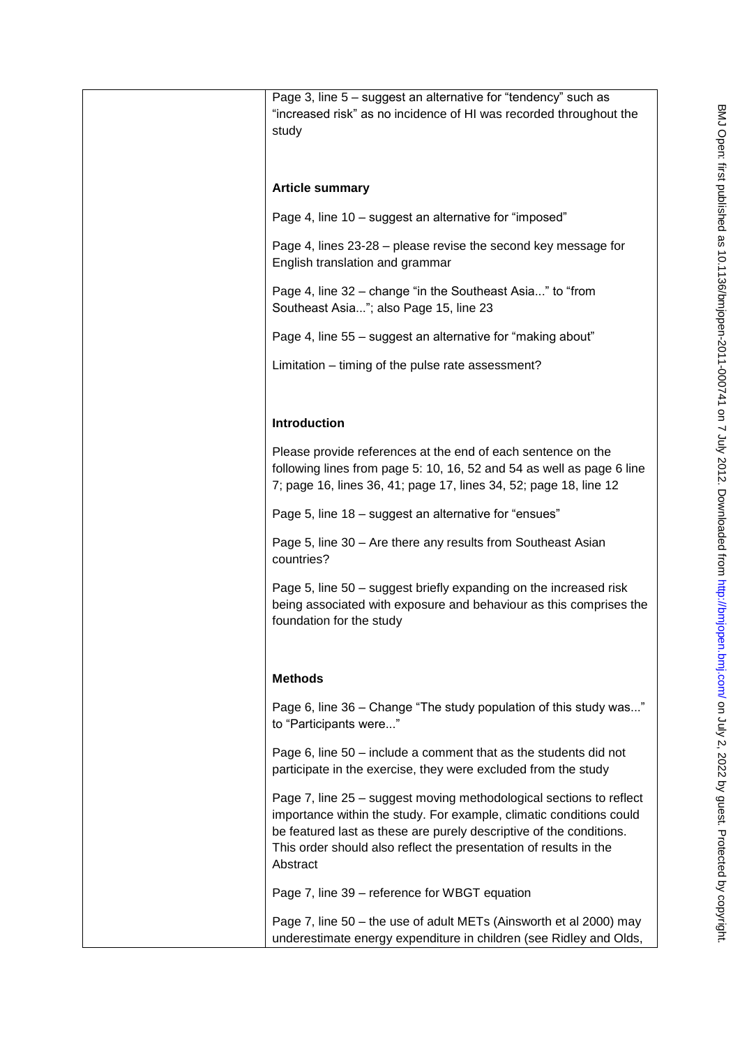Page 3, line 5 – suggest an alternative for "tendency" such as "increased risk" as no incidence of HI was recorded throughout the study

**Article summary**

Page 4, line 10 – suggest an alternative for "imposed"

Page 4, lines 23-28 – please revise the second key message for English translation and grammar

Page 4, line 32 – change "in the Southeast Asia..." to "from Southeast Asia..."; also Page 15, line 23

Page 4, line 55 – suggest an alternative for "making about"

Limitation – timing of the pulse rate assessment?

**Introduction**

Please provide references at the end of each sentence on the following lines from page 5: 10, 16, 52 and 54 as well as page 6 line 7; page 16, lines 36, 41; page 17, lines 34, 52; page 18, line 12

Page 5, line 18 – suggest an alternative for "ensues"

Page 5, line 30 – Are there any results from Southeast Asian countries?

Page 5, line 50 – suggest briefly expanding on the increased risk being associated with exposure and behaviour as this comprises the foundation for the study

**Methods**

Page 6, line 36 – Change "The study population of this study was..." to "Participants were..."

Page 6, line 50 – include a comment that as the students did not participate in the exercise, they were excluded from the study

Page 7, line 25 – suggest moving methodological sections to reflect importance within the study. For example, climatic conditions could be featured last as these are purely descriptive of the conditions. This order should also reflect the presentation of results in the Abstract

Page 7, line 39 – reference for WBGT equation

Page 7, line 50 – the use of adult METs (Ainsworth et al 2000) may underestimate energy expenditure in children (see Ridley and Olds,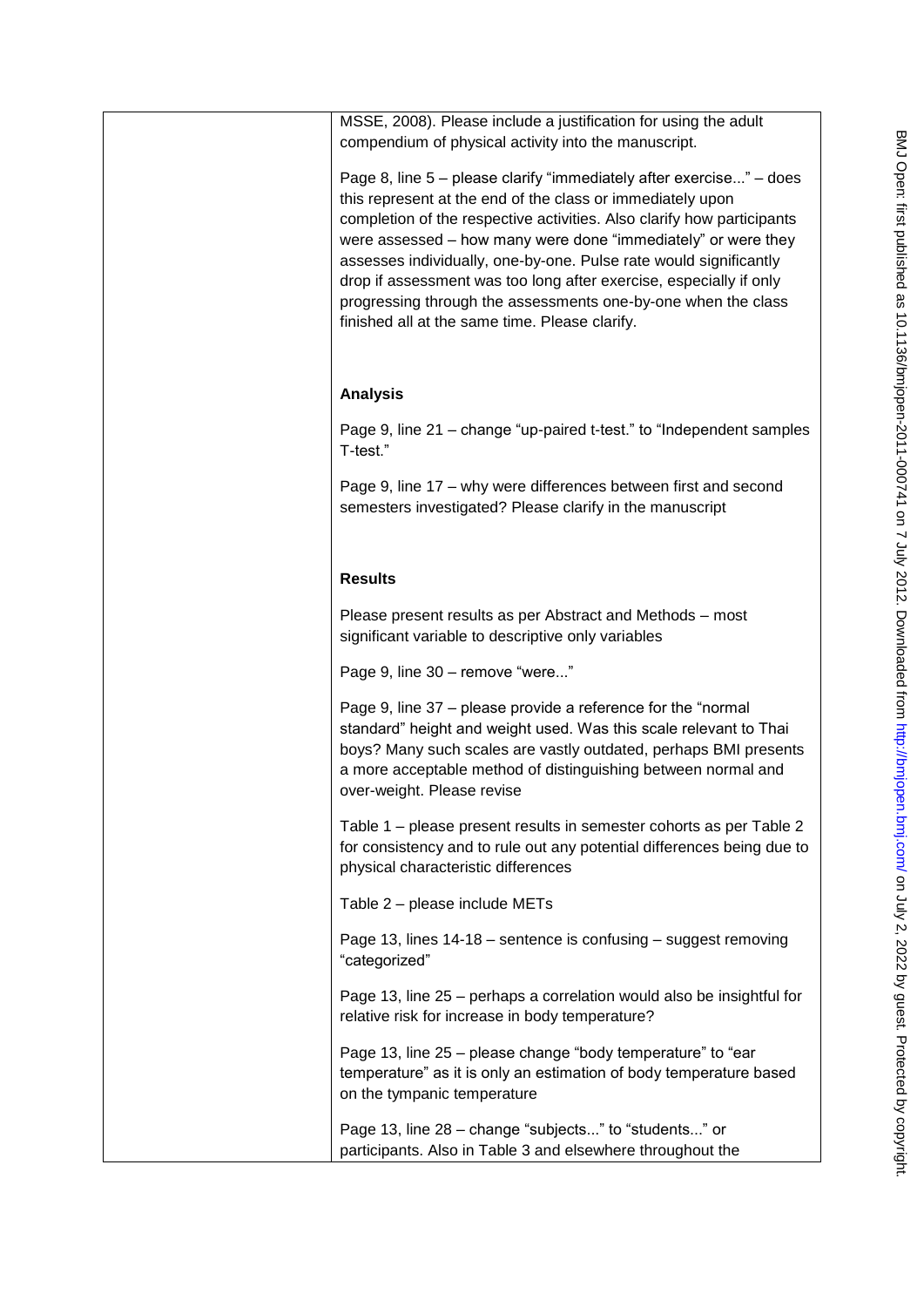MSSE, 2008). Please include a justification for using the adult compendium of physical activity into the manuscript.

Page 8, line 5 – please clarify "immediately after exercise..." – does this represent at the end of the class or immediately upon completion of the respective activities. Also clarify how participants were assessed – how many were done "immediately" or were they assesses individually, one-by-one. Pulse rate would significantly drop if assessment was too long after exercise, especially if only progressing through the assessments one-by-one when the class finished all at the same time. Please clarify.

**Analysis**

Page 9, line 21 – change "up-paired t-test." to "Independent samples T-test."

Page 9, line 17 – why were differences between first and second semesters investigated? Please clarify in the manuscript

**Results**

Please present results as per Abstract and Methods – most significant variable to descriptive only variables

Page 9, line 30 – remove "were..."

Page 9, line 37 – please provide a reference for the "normal standard" height and weight used. Was this scale relevant to Thai boys? Many such scales are vastly outdated, perhaps BMI presents a more acceptable method of distinguishing between normal and over-weight. Please revise

Table 1 – please present results in semester cohorts as per Table 2 for consistency and to rule out any potential differences being due to physical characteristic differences

Table 2 – please include METs

Page 13, lines 14-18 – sentence is confusing – suggest removing "categorized"

Page 13, line 25 – perhaps a correlation would also be insightful for relative risk for increase in body temperature?

Page 13, line 25 – please change "body temperature" to "ear temperature" as it is only an estimation of body temperature based on the tympanic temperature

Page 13, line 28 – change "subjects..." to "students..." or participants. Also in Table 3 and elsewhere throughout the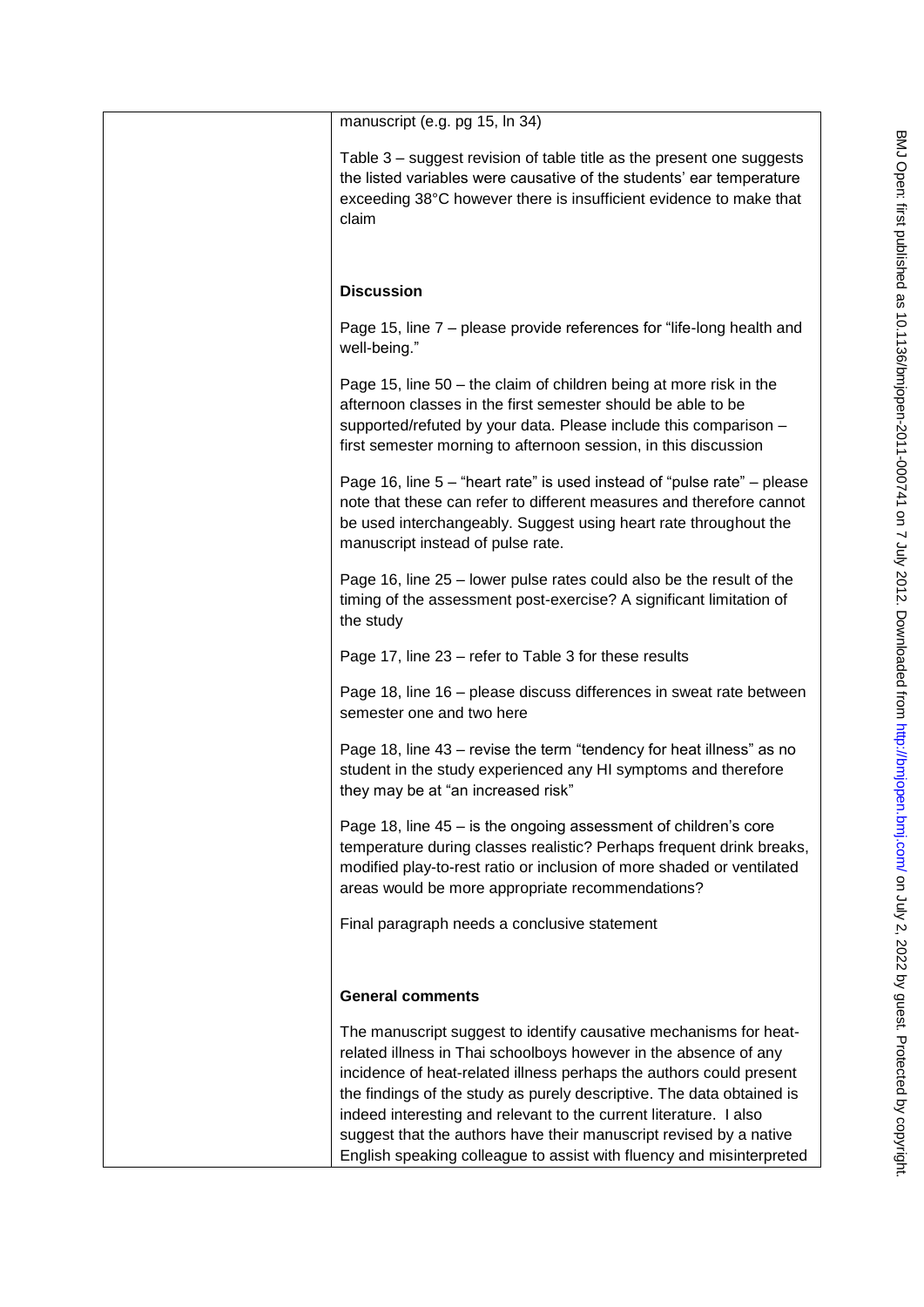manuscript (e.g. pg 15, ln 34)

Table 3 – suggest revision of table title as the present one suggests the listed variables were causative of the students' ear temperature exceeding 38°C however there is insufficient evidence to make that claim

**Discussion**

Page 15, line 7 – please provide references for "life-long health and well-being."

Page 15, line 50 – the claim of children being at more risk in the afternoon classes in the first semester should be able to be supported/refuted by your data. Please include this comparison – first semester morning to afternoon session, in this discussion

Page 16, line 5 – "heart rate" is used instead of "pulse rate" – please note that these can refer to different measures and therefore cannot be used interchangeably. Suggest using heart rate throughout the manuscript instead of pulse rate.

Page 16, line 25 – lower pulse rates could also be the result of the timing of the assessment post-exercise? A significant limitation of the study

Page 17, line 23 – refer to Table 3 for these results

Page 18, line 16 – please discuss differences in sweat rate between semester one and two here

Page 18, line 43 – revise the term "tendency for heat illness" as no student in the study experienced any HI symptoms and therefore they may be at "an increased risk"

Page 18, line 45 – is the ongoing assessment of children's core temperature during classes realistic? Perhaps frequent drink breaks, modified play-to-rest ratio or inclusion of more shaded or ventilated areas would be more appropriate recommendations?

Final paragraph needs a conclusive statement

**General comments**

The manuscript suggest to identify causative mechanisms for heat-related illness in Thai schoolboys however in the absence of any incidence of heat-related illness perhaps the authors could present the findings of the study as purely descriptive. The data obtained is indeed interesting and relevant to the current literature. I also suggest that the authors have their manuscript revised by a native English speaking colleague to assist with fluency and misinterpreted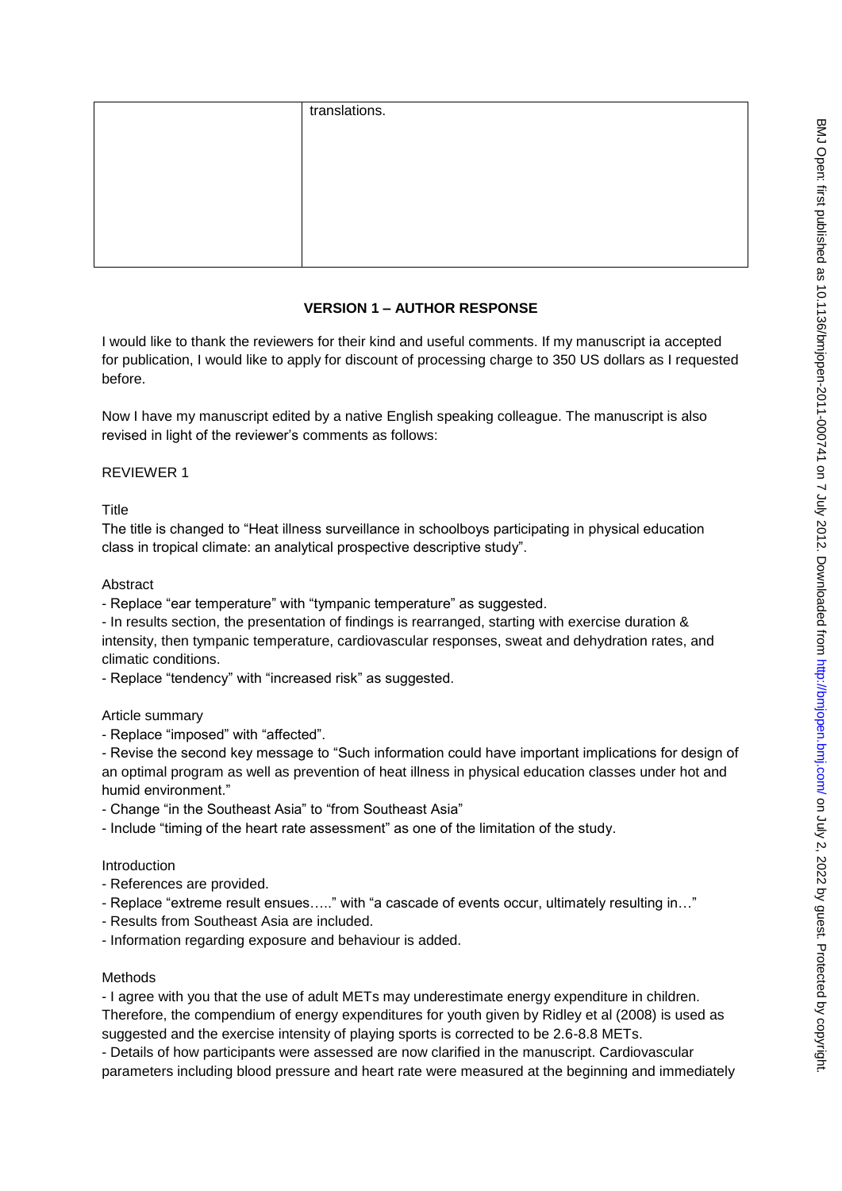| | translations. |
|---|---|

**VERSION 1 – AUTHOR RESPONSE**

I would like to thank the reviewers for their kind and useful comments. If my manuscript ia accepted for publication, I would like to apply for discount of processing charge to 350 US dollars as I requested before.

Now I have my manuscript edited by a native English speaking colleague. The manuscript is also revised in light of the reviewer's comments as follows:

REVIEWER 1

Title

The title is changed to "Heat illness surveillance in schoolboys participating in physical education class in tropical climate: an analytical prospective descriptive study".

Abstract

- Replace "ear temperature" with "tympanic temperature" as suggested.
- In results section, the presentation of findings is rearranged, starting with exercise duration & intensity, then tympanic temperature, cardiovascular responses, sweat and dehydration rates, and climatic conditions.
- Replace "tendency" with "increased risk" as suggested.

Article summary

- Replace "imposed" with "affected".
- Revise the second key message to "Such information could have important implications for design of an optimal program as well as prevention of heat illness in physical education classes under hot and humid environment."
- Change "in the Southeast Asia" to "from Southeast Asia"
- Include "timing of the heart rate assessment" as one of the limitation of the study.

Introduction

- References are provided.
- Replace "extreme result ensues….." with "a cascade of events occur, ultimately resulting in…"
- Results from Southeast Asia are included.
- Information regarding exposure and behaviour is added.

Methods

- I agree with you that the use of adult METs may underestimate energy expenditure in children. Therefore, the compendium of energy expenditures for youth given by Ridley et al (2008) is used as suggested and the exercise intensity of playing sports is corrected to be 2.6-8.8 METs.
- Details of how participants were assessed are now clarified in the manuscript. Cardiovascular parameters including blood pressure and heart rate were measured at the beginning and immediately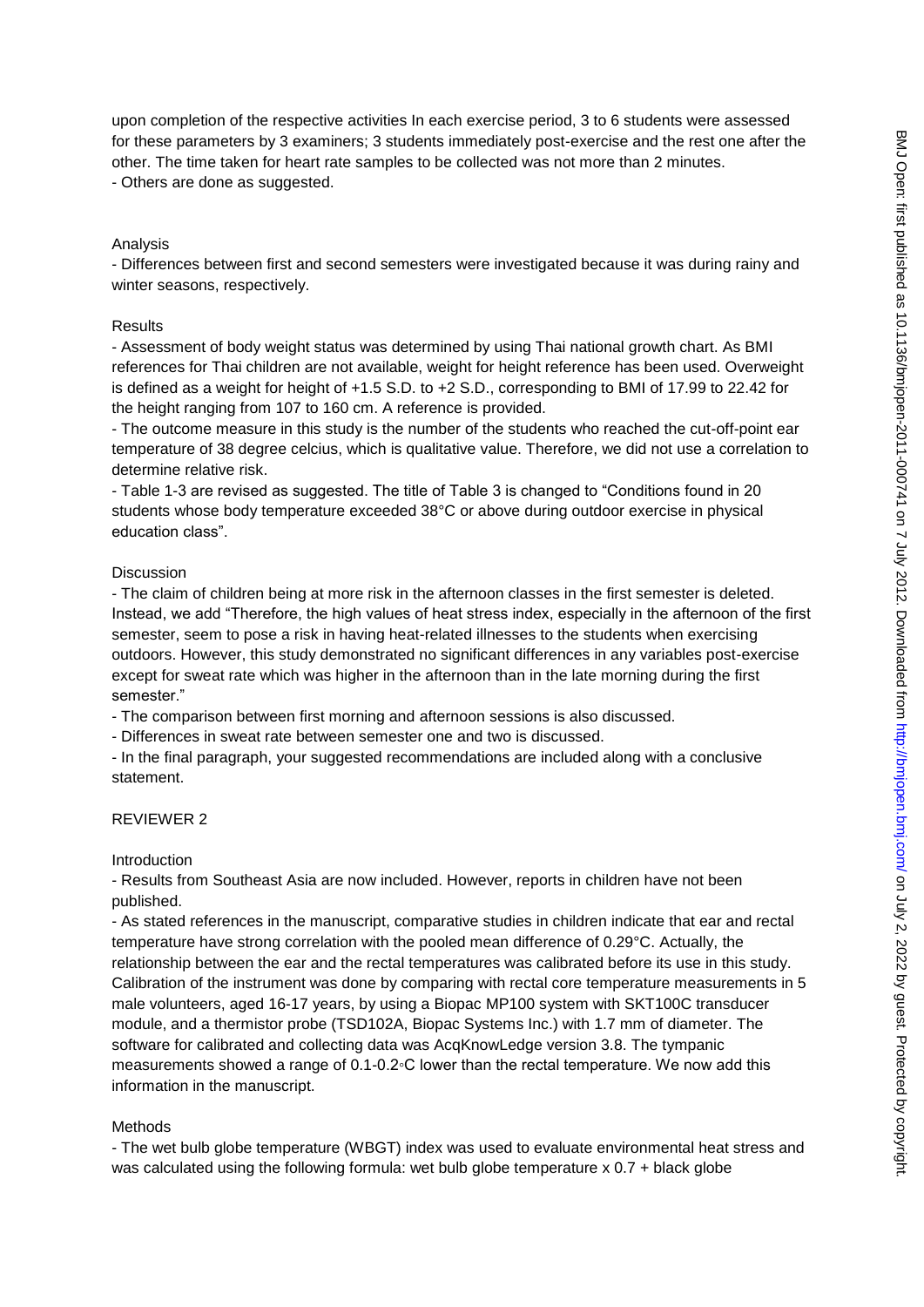upon completion of the respective activities In each exercise period, 3 to 6 students were assessed for these parameters by 3 examiners; 3 students immediately post-exercise and the rest one after the other. The time taken for heart rate samples to be collected was not more than 2 minutes.
- Others are done as suggested.

Analysis

- Differences between first and second semesters were investigated because it was during rainy and winter seasons, respectively.

Results

- Assessment of body weight status was determined by using Thai national growth chart. As BMI references for Thai children are not available, weight for height reference has been used. Overweight is defined as a weight for height of +1.5 S.D. to +2 S.D., corresponding to BMI of 17.99 to 22.42 for the height ranging from 107 to 160 cm. A reference is provided.
- The outcome measure in this study is the number of the students who reached the cut-off-point ear temperature of 38 degree celcius, which is qualitative value. Therefore, we did not use a correlation to determine relative risk.
- Table 1-3 are revised as suggested. The title of Table 3 is changed to "Conditions found in 20 students whose body temperature exceeded 38°C or above during outdoor exercise in physical education class".

Discussion

- The claim of children being at more risk in the afternoon classes in the first semester is deleted. Instead, we add "Therefore, the high values of heat stress index, especially in the afternoon of the first semester, seem to pose a risk in having heat-related illnesses to the students when exercising outdoors. However, this study demonstrated no significant differences in any variables post-exercise except for sweat rate which was higher in the afternoon than in the late morning during the first semester."
- The comparison between first morning and afternoon sessions is also discussed.
- Differences in sweat rate between semester one and two is discussed.
- In the final paragraph, your suggested recommendations are included along with a conclusive statement.

REVIEWER 2

Introduction

- Results from Southeast Asia are now included. However, reports in children have not been published.
- As stated references in the manuscript, comparative studies in children indicate that ear and rectal temperature have strong correlation with the pooled mean difference of 0.29°C. Actually, the relationship between the ear and the rectal temperatures was calibrated before its use in this study. Calibration of the instrument was done by comparing with rectal core temperature measurements in 5 male volunteers, aged 16-17 years, by using a Biopac MP100 system with SKT100C transducer module, and a thermistor probe (TSD102A, Biopac Systems Inc.) with 1.7 mm of diameter. The software for calibrated and collecting data was AcqKnowLedge version 3.8. The tympanic measurements showed a range of 0.1-0.2◦C lower than the rectal temperature. We now add this information in the manuscript.

Methods

- The wet bulb globe temperature (WBGT) index was used to evaluate environmental heat stress and was calculated using the following formula: wet bulb globe temperature x 0.7 + black globe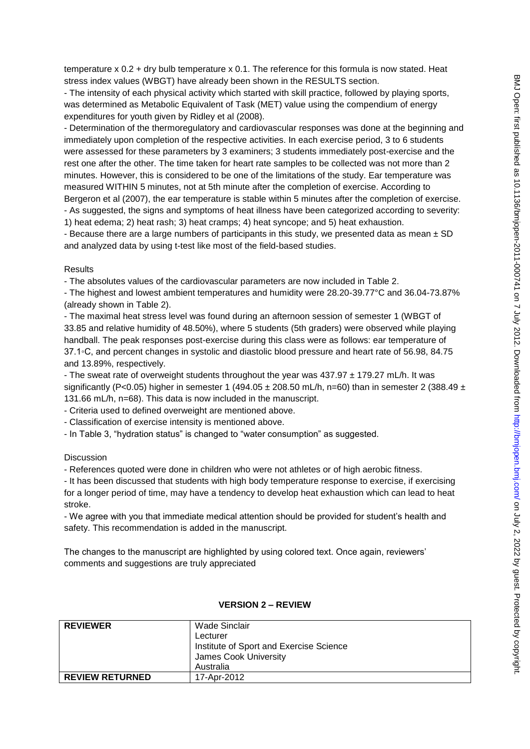temperature x 0.2 + dry bulb temperature x 0.1. The reference for this formula is now stated. Heat stress index values (WBGT) have already been shown in the RESULTS section.

- The intensity of each physical activity which started with skill practice, followed by playing sports, was determined as Metabolic Equivalent of Task (MET) value using the compendium of energy expenditures for youth given by Ridley et al (2008).
- Determination of the thermoregulatory and cardiovascular responses was done at the beginning and immediately upon completion of the respective activities. In each exercise period, 3 to 6 students were assessed for these parameters by 3 examiners; 3 students immediately post-exercise and the rest one after the other. The time taken for heart rate samples to be collected was not more than 2 minutes. However, this is considered to be one of the limitations of the study. Ear temperature was measured WITHIN 5 minutes, not at 5th minute after the completion of exercise. According to Bergeron et al (2007), the ear temperature is stable within 5 minutes after the completion of exercise.
- As suggested, the signs and symptoms of heat illness have been categorized according to severity: 1) heat edema; 2) heat rash; 3) heat cramps; 4) heat syncope; and 5) heat exhaustion.
- Because there are a large numbers of participants in this study, we presented data as mean ± SD and analyzed data by using t-test like most of the field-based studies.

Results

- The absolutes values of the cardiovascular parameters are now included in Table 2.
- The highest and lowest ambient temperatures and humidity were 28.20-39.77°C and 36.04-73.87% (already shown in Table 2).
- The maximal heat stress level was found during an afternoon session of semester 1 (WBGT of 33.85 and relative humidity of 48.50%), where 5 students (5th graders) were observed while playing handball. The peak responses post-exercise during this class were as follows: ear temperature of 37.1◦C, and percent changes in systolic and diastolic blood pressure and heart rate of 56.98, 84.75 and 13.89%, respectively.
- The sweat rate of overweight students throughout the year was 437.97 ± 179.27 mL/h. It was significantly ($P<0.05$) higher in semester 1 (494.05 ± 208.50 mL/h, n=60) than in semester 2 (388.49 ± 131.66 mL/h, n=68). This data is now included in the manuscript.
- Criteria used to defined overweight are mentioned above.
- Classification of exercise intensity is mentioned above.
- In Table 3, "hydration status" is changed to "water consumption" as suggested.

Discussion

- References quoted were done in children who were not athletes or of high aerobic fitness.
- It has been discussed that students with high body temperature response to exercise, if exercising for a longer period of time, may have a tendency to develop heat exhaustion which can lead to heat stroke.
- We agree with you that immediate medical attention should be provided for student's health and safety. This recommendation is added in the manuscript.

The changes to the manuscript are highlighted by using colored text. Once again, reviewers' comments and suggestions are truly appreciated

## VERSION 2 – REVIEW

| **REVIEWER** | Wade Sinclair<br>Lecturer<br>Institute of Sport and Exercise Science<br>James Cook University<br>Australia |
|---|---|
| **REVIEW RETURNED** | 17-Apr-2012 |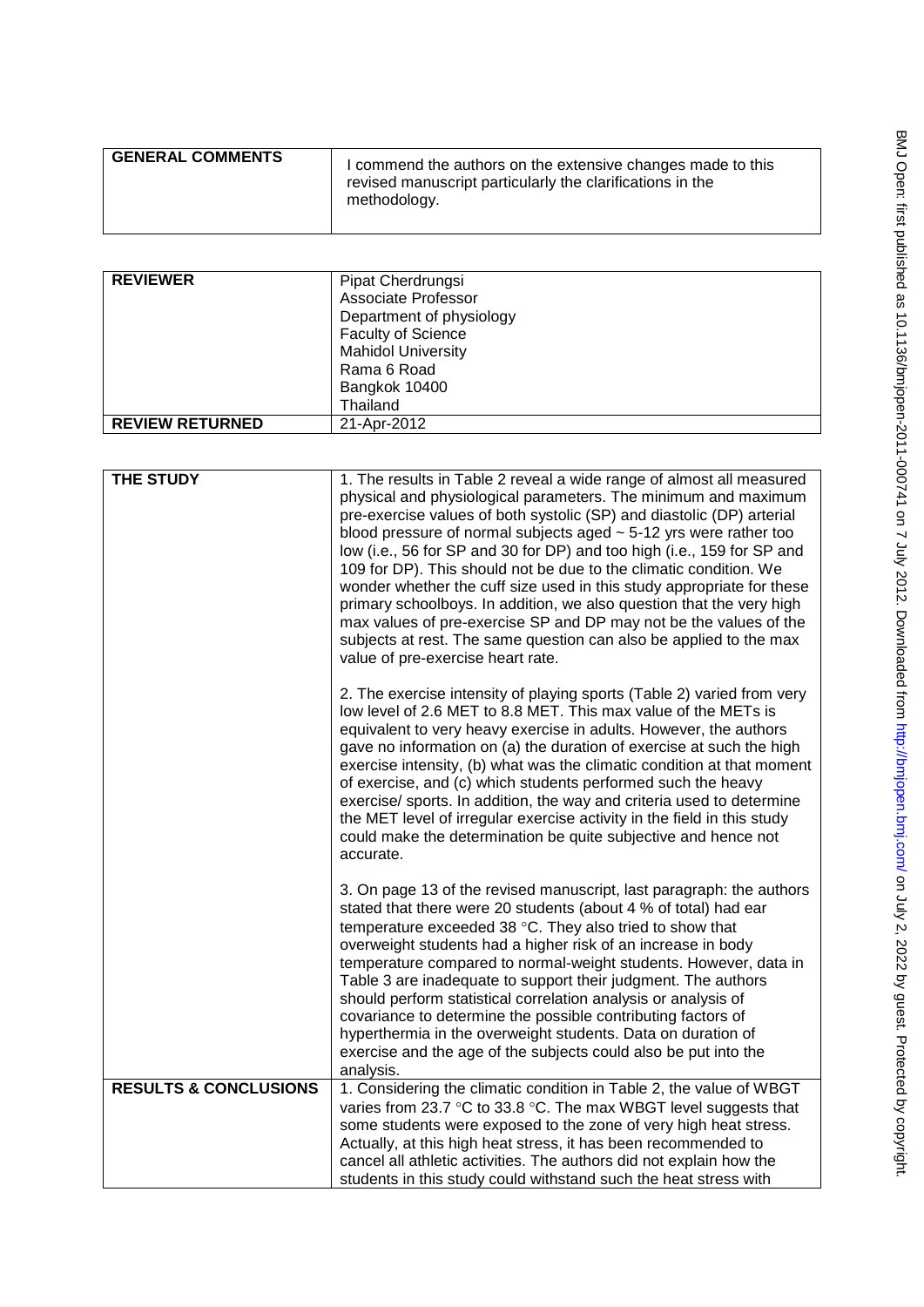| GENERAL COMMENTS | I commend the authors on the extensive changes made to this revised manuscript particularly the clarifications in the methodology. |
|---|---|

| REVIEWER | Pipat Cherdrungsi<br>Associate Professor<br>Department of physiology<br>Faculty of Science<br>Mahidol University<br>Rama 6 Road<br>Bangkok 10400<br>Thailand |
|---|---|
| REVIEW RETURNED | 21-Apr-2012 |

| THE STUDY | 1. The results in Table 2 reveal a wide range of almost all measured physical and physiological parameters. The minimum and maximum pre-exercise values of both systolic (SP) and diastolic (DP) arterial blood pressure of normal subjects aged ~ 5-12 yrs were rather too low (i.e., 56 for SP and 30 for DP) and too high (i.e., 159 for SP and 109 for DP). This should not be due to the climatic condition. We wonder whether the cuff size used in this study appropriate for these primary schoolboys. In addition, we also question that the very high max values of pre-exercise SP and DP may not be the values of the subjects at rest. The same question can also be applied to the max value of pre-exercise heart rate.<br><br>2. The exercise intensity of playing sports (Table 2) varied from very low level of 2.6 MET to 8.8 MET. This max value of the METs is equivalent to very heavy exercise in adults. However, the authors gave no information on (a) the duration of exercise at such the high exercise intensity, (b) what was the climatic condition at that moment of exercise, and (c) which students performed such the heavy exercise/ sports. In addition, the way and criteria used to determine the MET level of irregular exercise activity in the field in this study could make the determination be quite subjective and hence not accurate.<br><br>3. On page 13 of the revised manuscript, last paragraph: the authors stated that there were 20 students (about 4 % of total) had ear temperature exceeded 38 °C. They also tried to show that overweight students had a higher risk of an increase in body temperature compared to normal-weight students. However, data in Table 3 are inadequate to support their judgment. The authors should perform statistical correlation analysis or analysis of covariance to determine the possible contributing factors of hyperthermia in the overweight students. Data on duration of exercise and the age of the subjects could also be put into the analysis. |
|---|---|
| RESULTS & CONCLUSIONS | 1. Considering the climatic condition in Table 2, the value of WBGT varies from 23.7 °C to 33.8 °C. The max WBGT level suggests that some students were exposed to the zone of very high heat stress. Actually, at this high heat stress, it has been recommended to cancel all athletic activities. The authors did not explain how the students in this study could withstand such the heat stress with |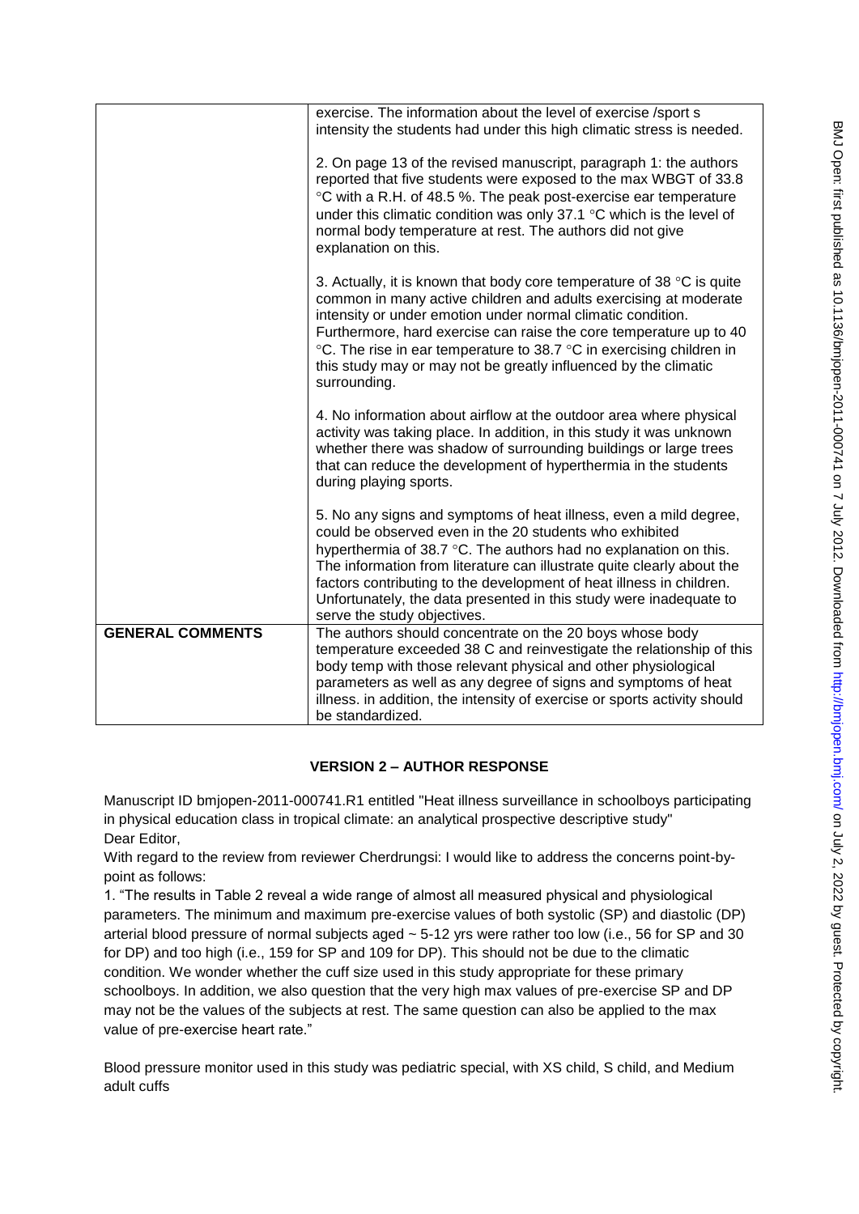| | |
|---|---|
| | exercise. The information about the level of exercise /sport s intensity the students had under this high climatic stress is needed.<br><br>2. On page 13 of the revised manuscript, paragraph 1: the authors reported that five students were exposed to the max WBGT of 33.8 °C with a R.H. of 48.5 %. The peak post-exercise ear temperature under this climatic condition was only 37.1 °C which is the level of normal body temperature at rest. The authors did not give explanation on this.<br><br>3. Actually, it is known that body core temperature of 38 °C is quite common in many active children and adults exercising at moderate intensity or under emotion under normal climatic condition. Furthermore, hard exercise can raise the core temperature up to 40 °C. The rise in ear temperature to 38.7 °C in exercising children in this study may or may not be greatly influenced by the climatic surrounding.<br><br>4. No information about airflow at the outdoor area where physical activity was taking place. In addition, in this study it was unknown whether there was shadow of surrounding buildings or large trees that can reduce the development of hyperthermia in the students during playing sports.<br><br>5. No any signs and symptoms of heat illness, even a mild degree, could be observed even in the 20 students who exhibited hyperthermia of 38.7 °C. The authors had no explanation on this. The information from literature can illustrate quite clearly about the factors contributing to the development of heat illness in children. Unfortunately, the data presented in this study were inadequate to serve the study objectives. |
| **GENERAL COMMENTS** | The authors should concentrate on the 20 boys whose body temperature exceeded 38 C and reinvestigate the relationship of this body temp with those relevant physical and other physiological parameters as well as any degree of signs and symptoms of heat illness. in addition, the intensity of exercise or sports activity should be standardized. |

### VERSION 2 – AUTHOR RESPONSE

Manuscript ID bmjopen-2011-000741.R1 entitled "Heat illness surveillance in schoolboys participating in physical education class in tropical climate: an analytical prospective descriptive study"
Dear Editor,
With regard to the review from reviewer Cherdrungsi: I would like to address the concerns point-by-point as follows:

1. "The results in Table 2 reveal a wide range of almost all measured physical and physiological parameters. The minimum and maximum pre-exercise values of both systolic (SP) and diastolic (DP) arterial blood pressure of normal subjects aged ~ 5-12 yrs were rather too low (i.e., 56 for SP and 30 for DP) and too high (i.e., 159 for SP and 109 for DP). This should not be due to the climatic condition. We wonder whether the cuff size used in this study appropriate for these primary schoolboys. In addition, we also question that the very high max values of pre-exercise SP and DP may not be the values of the subjects at rest. The same question can also be applied to the max value of pre-exercise heart rate."

Blood pressure monitor used in this study was pediatric special, with XS child, S child, and Medium adult cuffs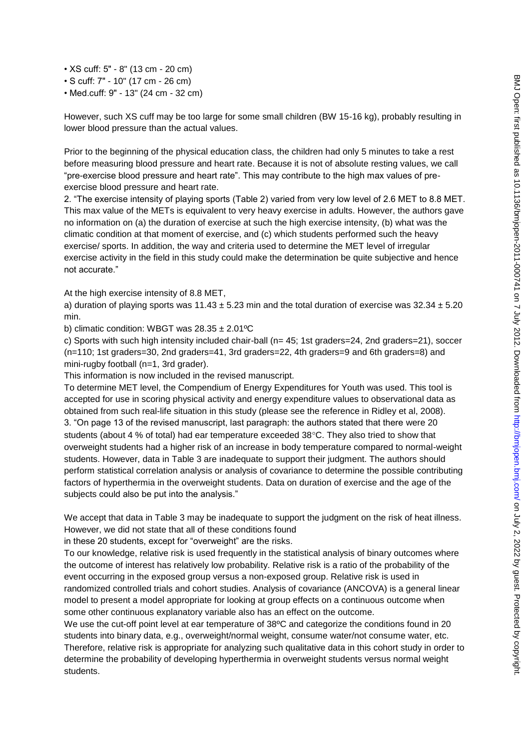- XS cuff: 5" - 8" (13 cm - 20 cm)
- S cuff: 7" - 10" (17 cm - 26 cm)
- Med.cuff: 9" - 13" (24 cm - 32 cm)

However, such XS cuff may be too large for some small children (BW 15-16 kg), probably resulting in lower blood pressure than the actual values.

Prior to the beginning of the physical education class, the children had only 5 minutes to take a rest before measuring blood pressure and heart rate. Because it is not of absolute resting values, we call "pre-exercise blood pressure and heart rate". This may contribute to the high max values of pre-exercise blood pressure and heart rate.

2. "The exercise intensity of playing sports (Table 2) varied from very low level of 2.6 MET to 8.8 MET. This max value of the METs is equivalent to very heavy exercise in adults. However, the authors gave no information on (a) the duration of exercise at such the high exercise intensity, (b) what was the climatic condition at that moment of exercise, and (c) which students performed such the heavy exercise/ sports. In addition, the way and criteria used to determine the MET level of irregular exercise activity in the field in this study could make the determination be quite subjective and hence not accurate."

At the high exercise intensity of 8.8 MET,

a) duration of playing sports was $11.43 \pm 5.23$ min and the total duration of exercise was $32.34 \pm 5.20$ min.

b) climatic condition: WBGT was $28.35 \pm 2.01$ºC

c) Sports with such high intensity included chair-ball (n= 45; 1st graders=24, 2nd graders=21), soccer (n=110; 1st graders=30, 2nd graders=41, 3rd graders=22, 4th graders=9 and 6th graders=8) and mini-rugby football (n=1, 3rd grader).

This information is now included in the revised manuscript.

To determine MET level, the Compendium of Energy Expenditures for Youth was used. This tool is accepted for use in scoring physical activity and energy expenditure values to observational data as obtained from such real-life situation in this study (please see the reference in Ridley et al, 2008).

3. "On page 13 of the revised manuscript, last paragraph: the authors stated that there were 20 students (about 4 % of total) had ear temperature exceeded 38°C. They also tried to show that overweight students had a higher risk of an increase in body temperature compared to normal-weight students. However, data in Table 3 are inadequate to support their judgment. The authors should perform statistical correlation analysis or analysis of covariance to determine the possible contributing factors of hyperthermia in the overweight students. Data on duration of exercise and the age of the subjects could also be put into the analysis."

We accept that data in Table 3 may be inadequate to support the judgment on the risk of heat illness. However, we did not state that all of these conditions found in these 20 students, except for "overweight" are the risks.

To our knowledge, relative risk is used frequently in the statistical analysis of binary outcomes where the outcome of interest has relatively low probability. Relative risk is a ratio of the probability of the event occurring in the exposed group versus a non-exposed group. Relative risk is used in randomized controlled trials and cohort studies. Analysis of covariance (ANCOVA) is a general linear model to present a model appropriate for looking at group effects on a continuous outcome when some other continuous explanatory variable also has an effect on the outcome.

We use the cut-off point level at ear temperature of 38ºC and categorize the conditions found in 20 students into binary data, e.g., overweight/normal weight, consume water/not consume water, etc. Therefore, relative risk is appropriate for analyzing such qualitative data in this cohort study in order to determine the probability of developing hyperthermia in overweight students versus normal weight students.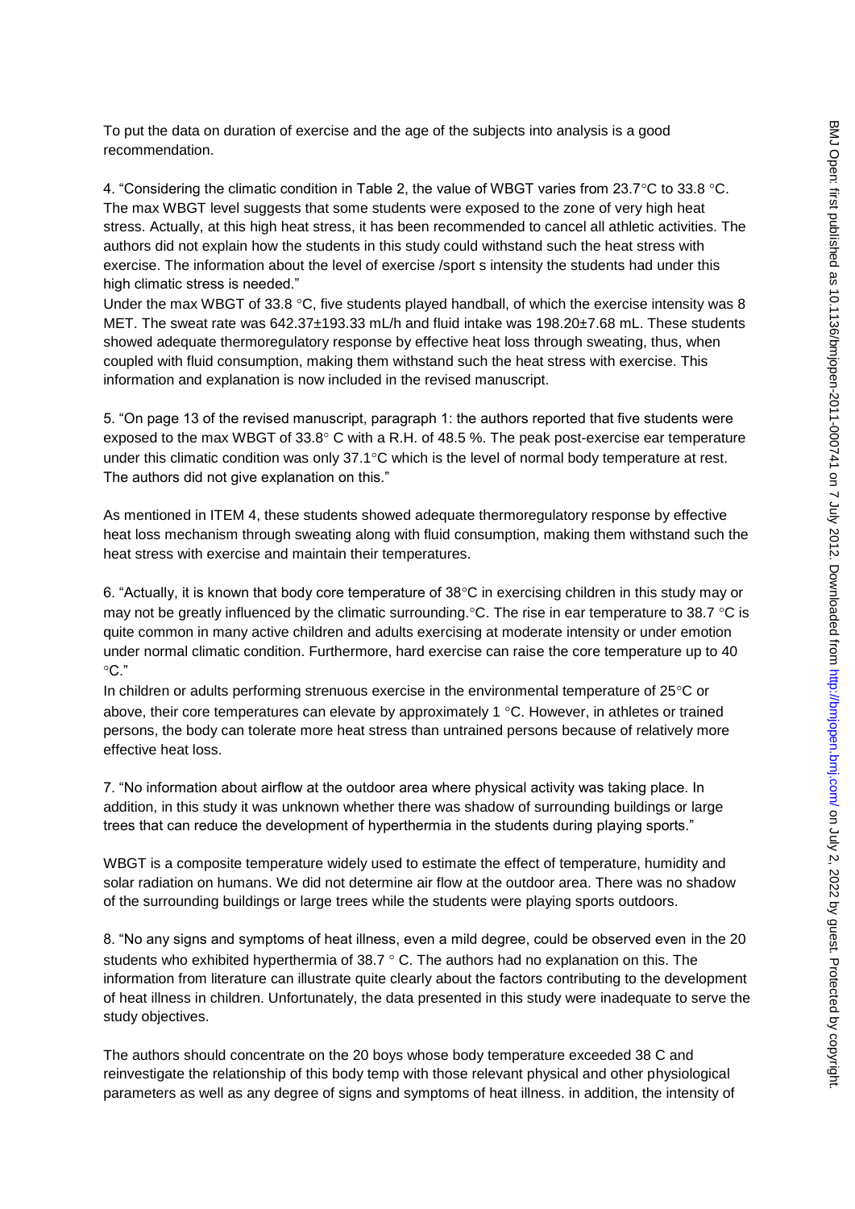To put the data on duration of exercise and the age of the subjects into analysis is a good recommendation.

4. "Considering the climatic condition in Table 2, the value of WBGT varies from 23.7°C to 33.8 °C. The max WBGT level suggests that some students were exposed to the zone of very high heat stress. Actually, at this high heat stress, it has been recommended to cancel all athletic activities. The authors did not explain how the students in this study could withstand such the heat stress with exercise. The information about the level of exercise /sport s intensity the students had under this high climatic stress is needed."

Under the max WBGT of 33.8 °C, five students played handball, of which the exercise intensity was 8 MET. The sweat rate was 642.37±193.33 mL/h and fluid intake was 198.20±7.68 mL. These students showed adequate thermoregulatory response by effective heat loss through sweating, thus, when coupled with fluid consumption, making them withstand such the heat stress with exercise. This information and explanation is now included in the revised manuscript.

5. "On page 13 of the revised manuscript, paragraph 1: the authors reported that five students were exposed to the max WBGT of 33.8° C with a R.H. of 48.5 %. The peak post-exercise ear temperature under this climatic condition was only 37.1°C which is the level of normal body temperature at rest. The authors did not give explanation on this."

As mentioned in ITEM 4, these students showed adequate thermoregulatory response by effective heat loss mechanism through sweating along with fluid consumption, making them withstand such the heat stress with exercise and maintain their temperatures.

6. "Actually, it is known that body core temperature of 38°C in exercising children in this study may or may not be greatly influenced by the climatic surrounding.°C. The rise in ear temperature to 38.7 °C is quite common in many active children and adults exercising at moderate intensity or under emotion under normal climatic condition. Furthermore, hard exercise can raise the core temperature up to 40 °C."

In children or adults performing strenuous exercise in the environmental temperature of 25°C or above, their core temperatures can elevate by approximately 1 °C. However, in athletes or trained persons, the body can tolerate more heat stress than untrained persons because of relatively more effective heat loss.

7. "No information about airflow at the outdoor area where physical activity was taking place. In addition, in this study it was unknown whether there was shadow of surrounding buildings or large trees that can reduce the development of hyperthermia in the students during playing sports."

WBGT is a composite temperature widely used to estimate the effect of temperature, humidity and solar radiation on humans. We did not determine air flow at the outdoor area. There was no shadow of the surrounding buildings or large trees while the students were playing sports outdoors.

8. "No any signs and symptoms of heat illness, even a mild degree, could be observed even in the 20 students who exhibited hyperthermia of 38.7 ° C. The authors had no explanation on this. The information from literature can illustrate quite clearly about the factors contributing to the development of heat illness in children. Unfortunately, the data presented in this study were inadequate to serve the study objectives.

The authors should concentrate on the 20 boys whose body temperature exceeded 38 C and reinvestigate the relationship of this body temp with those relevant physical and other physiological parameters as well as any degree of signs and symptoms of heat illness. in addition, the intensity of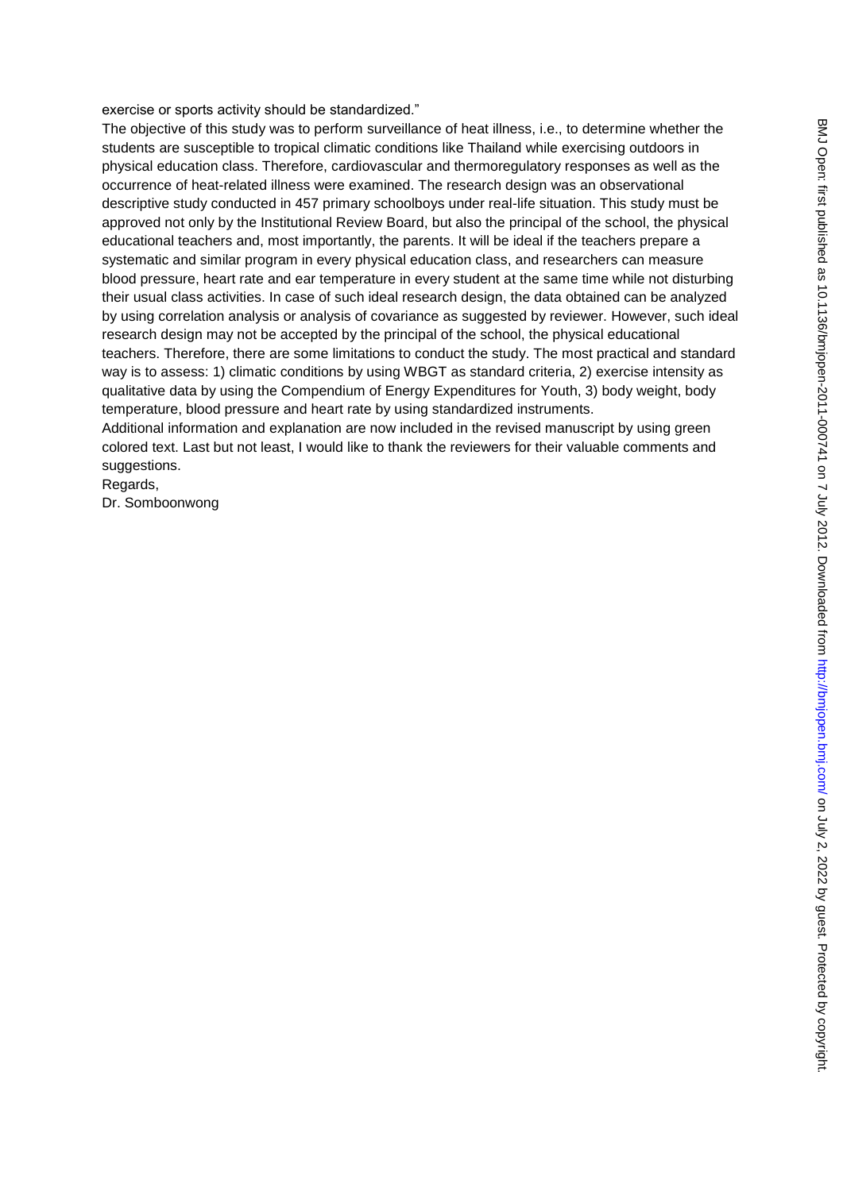exercise or sports activity should be standardized."

The objective of this study was to perform surveillance of heat illness, i.e., to determine whether the students are susceptible to tropical climatic conditions like Thailand while exercising outdoors in physical education class. Therefore, cardiovascular and thermoregulatory responses as well as the occurrence of heat-related illness were examined. The research design was an observational descriptive study conducted in 457 primary schoolboys under real-life situation. This study must be approved not only by the Institutional Review Board, but also the principal of the school, the physical educational teachers and, most importantly, the parents. It will be ideal if the teachers prepare a systematic and similar program in every physical education class, and researchers can measure blood pressure, heart rate and ear temperature in every student at the same time while not disturbing their usual class activities. In case of such ideal research design, the data obtained can be analyzed by using correlation analysis or analysis of covariance as suggested by reviewer. However, such ideal research design may not be accepted by the principal of the school, the physical educational teachers. Therefore, there are some limitations to conduct the study. The most practical and standard way is to assess: 1) climatic conditions by using WBGT as standard criteria, 2) exercise intensity as qualitative data by using the Compendium of Energy Expenditures for Youth, 3) body weight, body temperature, blood pressure and heart rate by using standardized instruments.

Additional information and explanation are now included in the revised manuscript by using green colored text. Last but not least, I would like to thank the reviewers for their valuable comments and suggestions.

Regards,

Dr. Somboonwong